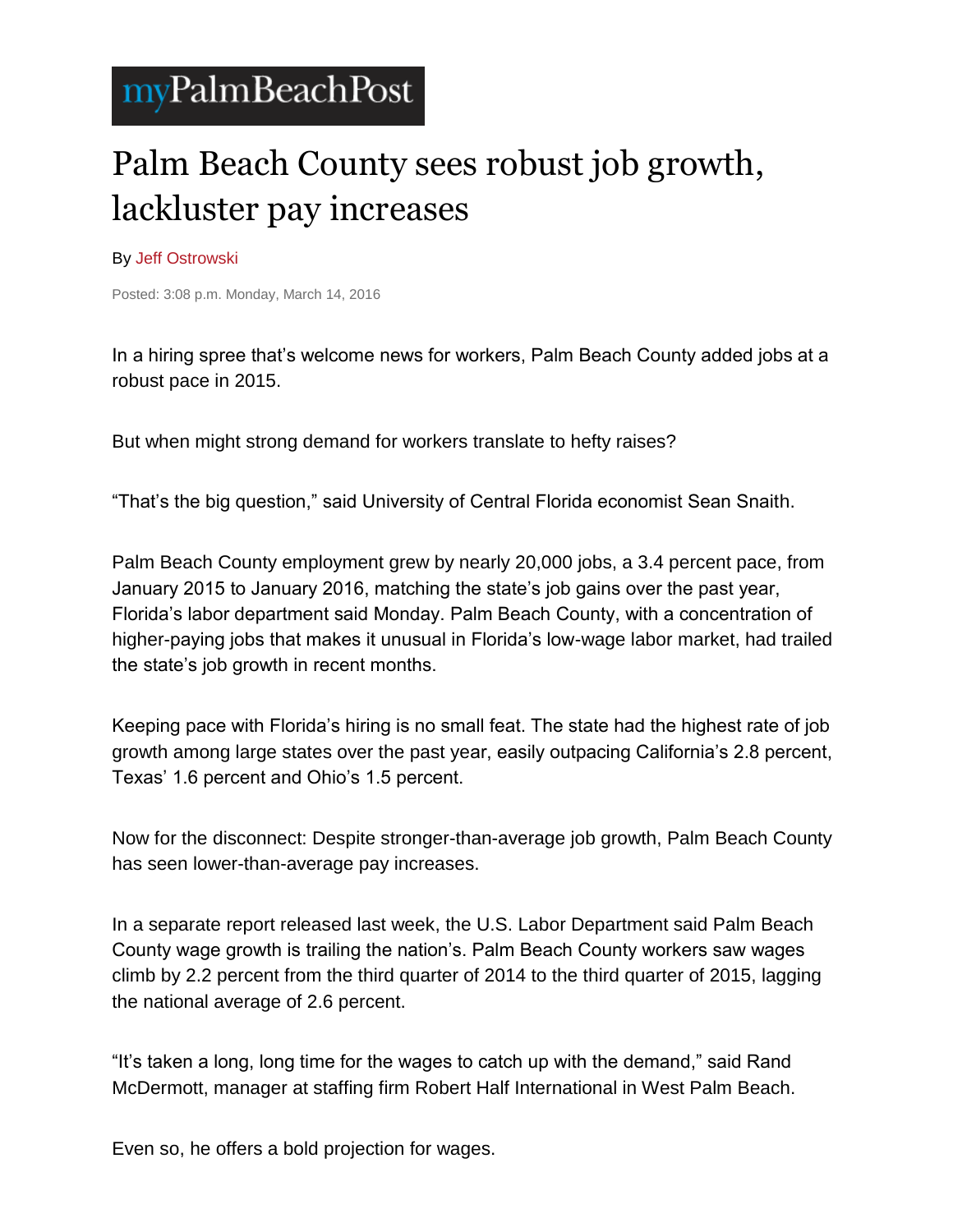myPalmBeachPost

# Palm Beach County sees robust job growth, lackluster pay increases

By Jeff Ostrowski

Posted: 3:08 p.m. Monday, March 14, 2016

In a hiring spree that's welcome news for workers, Palm Beach County added jobs at a robust pace in 2015.

But when might strong demand for workers translate to hefty raises?

"That's the big question," said University of Central Florida economist Sean Snaith.

Palm Beach County employment grew by nearly 20,000 jobs, a 3.4 percent pace, from January 2015 to January 2016, matching the state's job gains over the past year, Florida's labor department said Monday. Palm Beach County, with a concentration of higher-paying jobs that makes it unusual in Florida's low-wage labor market, had trailed the state's job growth in recent months.

Keeping pace with Florida's hiring is no small feat. The state had the highest rate of job growth among large states over the past year, easily outpacing California's 2.8 percent, Texas' 1.6 percent and Ohio's 1.5 percent.

Now for the disconnect: Despite stronger-than-average job growth, Palm Beach County has seen lower-than-average pay increases.

In a separate report released last week, the U.S. Labor Department said Palm Beach County wage growth is trailing the nation's. Palm Beach County workers saw wages climb by 2.2 percent from the third quarter of 2014 to the third quarter of 2015, lagging the national average of 2.6 percent.

"It's taken a long, long time for the wages to catch up with the demand," said Rand McDermott, manager at staffing firm Robert Half International in West Palm Beach.

Even so, he offers a bold projection for wages.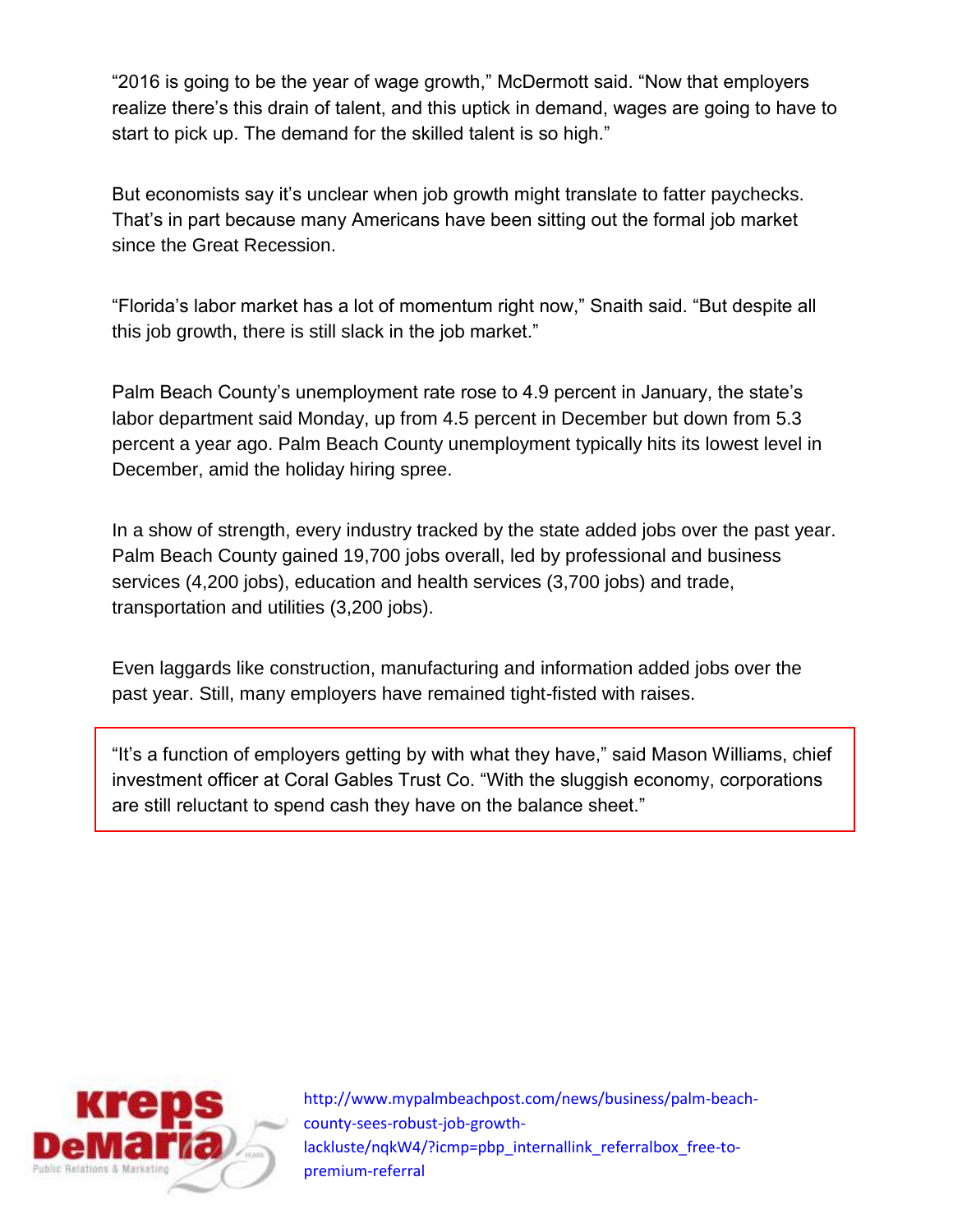"2016 is going to be the year of wage growth," McDermott said. "Now that employers realize there's this drain of talent, and this uptick in demand, wages are going to have to start to pick up. The demand for the skilled talent is so high."

But economists say it's unclear when job growth might translate to fatter paychecks. That's in part because many Americans have been sitting out the formal job market since the Great Recession.

"Florida's labor market has a lot of momentum right now," Snaith said. "But despite all this job growth, there is still slack in the job market."

Palm Beach County's unemployment rate rose to 4.9 percent in January, the state's labor department said Monday, up from 4.5 percent in December but down from 5.3 percent a year ago. Palm Beach County unemployment typically hits its lowest level in December, amid the holiday hiring spree.

In a show of strength, every industry tracked by the state added jobs over the past year. Palm Beach County gained 19,700 jobs overall, led by professional and business services (4,200 jobs), education and health services (3,700 jobs) and trade, transportation and utilities (3,200 jobs).

Even laggards like construction, manufacturing and information added jobs over the past year. Still, many employers have remained tight-fisted with raises.

"It's a function of employers getting by with what they have," said Mason Williams, chief investment officer at Coral Gables Trust Co. "With the sluggish economy, corporations are still reluctant to spend cash they have on the balance sheet."

Kreps DeMaria Public Relations & Marketing

http://www.mypalmbeachpost.com/news/business/palm-beach-county-sees-robust-job-growth-lackluste/nqkW4/?icmp=pbp_internallink_referralbox_free-to-premium-referral